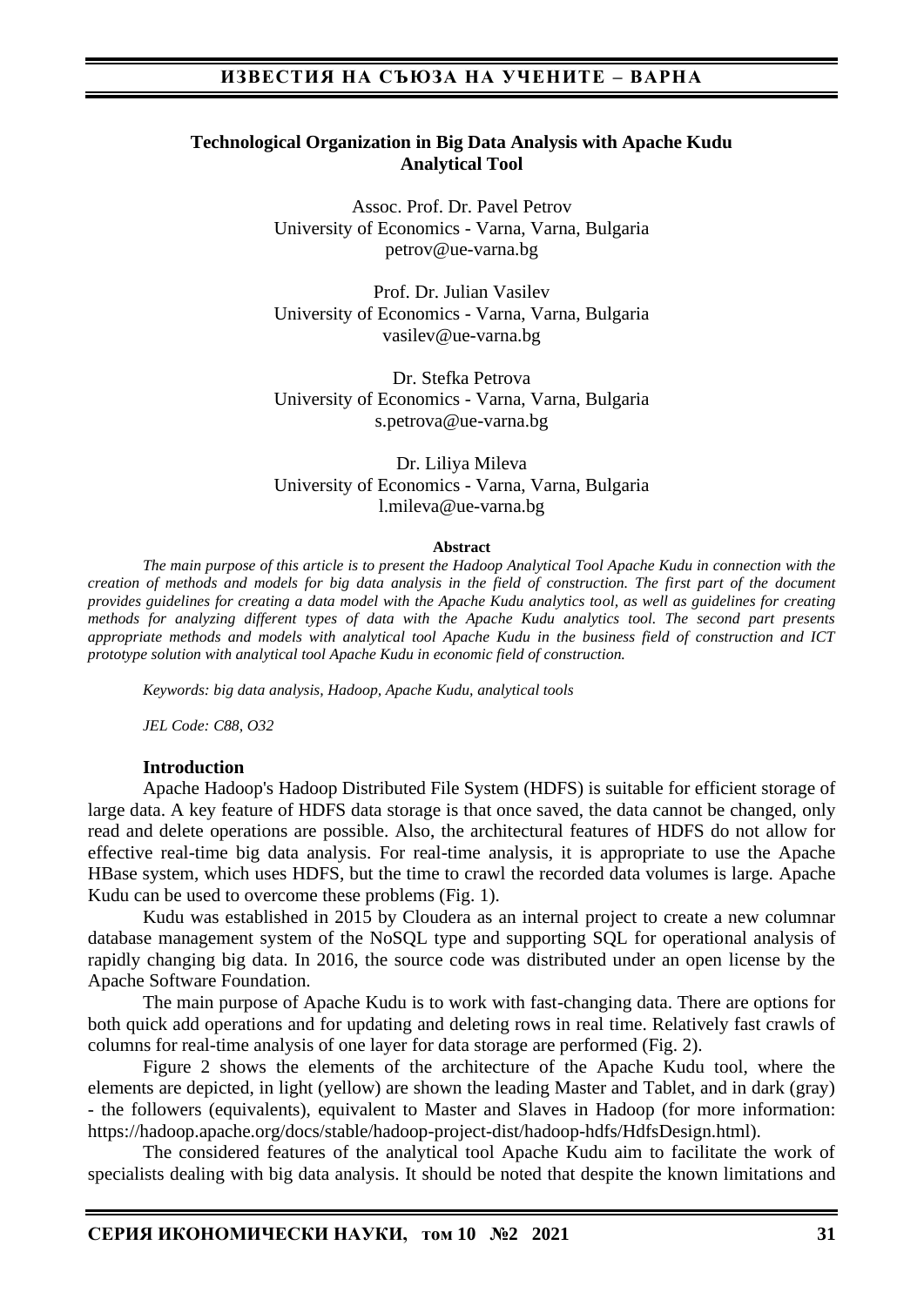# Technological Organization in Big Data Analysis with Apache Kudu Analytical Tool

Assoc. Prof. Dr. Pavel Petrov
University of Economics - Varna, Varna, Bulgaria
petrov@ue-varna.bg

Prof. Dr. Julian Vasilev
University of Economics - Varna, Varna, Bulgaria
vasilev@ue-varna.bg

Dr. Stefka Petrova
University of Economics - Varna, Varna, Bulgaria
s.petrova@ue-varna.bg

Dr. Liliya Mileva
University of Economics - Varna, Varna, Bulgaria
l.mileva@ue-varna.bg

**Abstract**

*The main purpose of this article is to present the Hadoop Analytical Tool Apache Kudu in connection with the creation of methods and models for big data analysis in the field of construction. The first part of the document provides guidelines for creating a data model with the Apache Kudu analytics tool, as well as guidelines for creating methods for analyzing different types of data with the Apache Kudu analytics tool. The second part presents appropriate methods and models with analytical tool Apache Kudu in the business field of construction and ICT prototype solution with analytical tool Apache Kudu in economic field of construction.*

*Keywords: big data analysis, Hadoop, Apache Kudu, analytical tools*

*JEL Code: C88, O32*

## Introduction

Apache Hadoop's Hadoop Distributed File System (HDFS) is suitable for efficient storage of large data. A key feature of HDFS data storage is that once saved, the data cannot be changed, only read and delete operations are possible. Also, the architectural features of HDFS do not allow for effective real-time big data analysis. For real-time analysis, it is appropriate to use the Apache HBase system, which uses HDFS, but the time to crawl the recorded data volumes is large. Apache Kudu can be used to overcome these problems (Fig. 1).

Kudu was established in 2015 by Cloudera as an internal project to create a new columnar database management system of the NoSQL type and supporting SQL for operational analysis of rapidly changing big data. In 2016, the source code was distributed under an open license by the Apache Software Foundation.

The main purpose of Apache Kudu is to work with fast-changing data. There are options for both quick add operations and for updating and deleting rows in real time. Relatively fast crawls of columns for real-time analysis of one layer for data storage are performed (Fig. 2).

Figure 2 shows the elements of the architecture of the Apache Kudu tool, where the elements are depicted, in light (yellow) are shown the leading Master and Tablet, and in dark (gray) - the followers (equivalents), equivalent to Master and Slaves in Hadoop (for more information: https://hadoop.apache.org/docs/stable/hadoop-project-dist/hadoop-hdfs/HdfsDesign.html).

The considered features of the analytical tool Apache Kudu aim to facilitate the work of specialists dealing with big data analysis. It should be noted that despite the known limitations and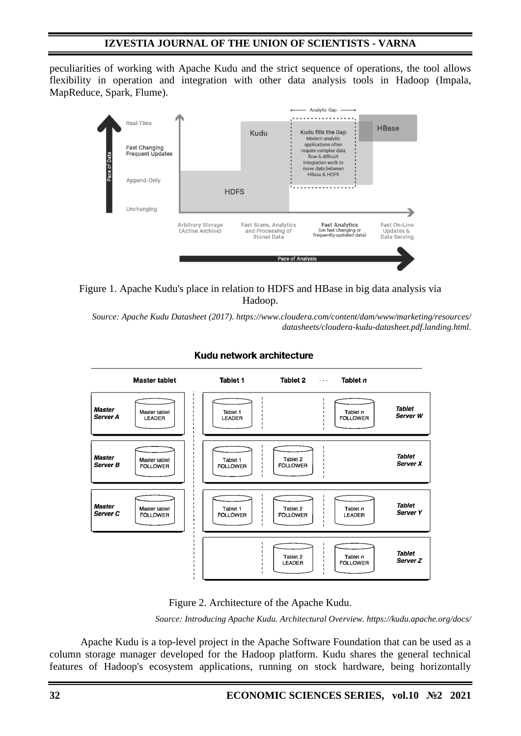peculiarities of working with Apache Kudu and the strict sequence of operations, the tool allows flexibility in operation and integration with other data analysis tools in Hadoop (Impala, MapReduce, Spark, Flume).

Figure 1. Apache Kudu's place in relation to HDFS and HBase in big data analysis via Hadoop.

*Source: Apache Kudu Datasheet (2017). https://www.cloudera.com/content/dam/www/marketing/resources/datasheets/cloudera-kudu-datasheet.pdf.landing.html.*

Figure 2. Architecture of the Apache Kudu.

*Source: Introducing Apache Kudu. Architectural Overview. https://kudu.apache.org/docs/*

Apache Kudu is a top-level project in the Apache Software Foundation that can be used as a column storage manager developed for the Hadoop platform. Kudu shares the general technical features of Hadoop's ecosystem applications, running on stock hardware, being horizontally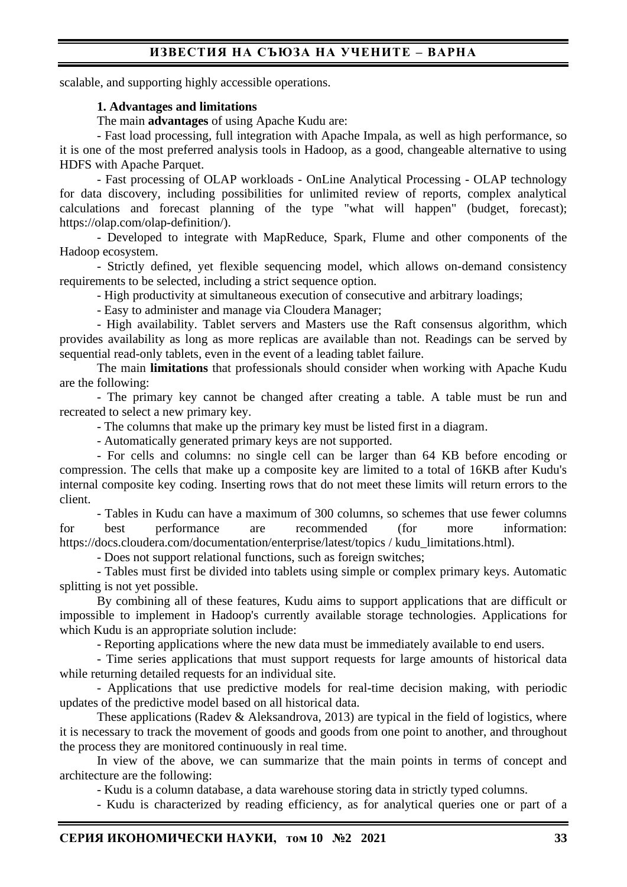scalable, and supporting highly accessible operations.

**1. Advantages and limitations**

The main **advantages** of using Apache Kudu are:

- Fast load processing, full integration with Apache Impala, as well as high performance, so it is one of the most preferred analysis tools in Hadoop, as a good, changeable alternative to using HDFS with Apache Parquet.

- Fast processing of OLAP workloads - OnLine Analytical Processing - OLAP technology for data discovery, including possibilities for unlimited review of reports, complex analytical calculations and forecast planning of the type "what will happen" (budget, forecast); https://olap.com/olap-definition/).

- Developed to integrate with MapReduce, Spark, Flume and other components of the Hadoop ecosystem.

- Strictly defined, yet flexible sequencing model, which allows on-demand consistency requirements to be selected, including a strict sequence option.

- High productivity at simultaneous execution of consecutive and arbitrary loadings;

- Easy to administer and manage via Cloudera Manager;

- High availability. Tablet servers and Masters use the Raft consensus algorithm, which provides availability as long as more replicas are available than not. Readings can be served by sequential read-only tablets, even in the event of a leading tablet failure.

The main **limitations** that professionals should consider when working with Apache Kudu are the following:

- The primary key cannot be changed after creating a table. A table must be run and recreated to select a new primary key.

- The columns that make up the primary key must be listed first in a diagram.

- Automatically generated primary keys are not supported.

- For cells and columns: no single cell can be larger than 64 KB before encoding or compression. The cells that make up a composite key are limited to a total of 16KB after Kudu's internal composite key coding. Inserting rows that do not meet these limits will return errors to the client.

- Tables in Kudu can have a maximum of 300 columns, so schemes that use fewer columns for best performance are recommended (for more information: https://docs.cloudera.com/documentation/enterprise/latest/topics / kudu_limitations.html).

- Does not support relational functions, such as foreign switches;

- Tables must first be divided into tablets using simple or complex primary keys. Automatic splitting is not yet possible.

By combining all of these features, Kudu aims to support applications that are difficult or impossible to implement in Hadoop's currently available storage technologies. Applications for which Kudu is an appropriate solution include:

- Reporting applications where the new data must be immediately available to end users.

- Time series applications that must support requests for large amounts of historical data while returning detailed requests for an individual site.

- Applications that use predictive models for real-time decision making, with periodic updates of the predictive model based on all historical data.

These applications (Radev & Aleksandrova, 2013) are typical in the field of logistics, where it is necessary to track the movement of goods and goods from one point to another, and throughout the process they are monitored continuously in real time.

In view of the above, we can summarize that the main points in terms of concept and architecture are the following:

- Kudu is a column database, a data warehouse storing data in strictly typed columns.

- Kudu is characterized by reading efficiency, as for analytical queries one or part of a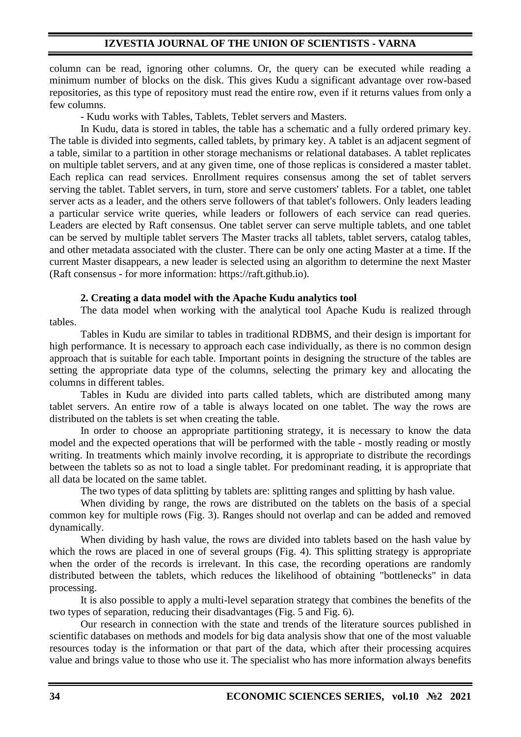column can be read, ignoring other columns. Or, the query can be executed while reading a minimum number of blocks on the disk. This gives Kudu a significant advantage over row-based repositories, as this type of repository must read the entire row, even if it returns values from only a few columns.

- Kudu works with Tables, Tablets, Teblet servers and Masters.

In Kudu, data is stored in tables, the table has a schematic and a fully ordered primary key. The table is divided into segments, called tablets, by primary key. A tablet is an adjacent segment of a table, similar to a partition in other storage mechanisms or relational databases. A tablet replicates on multiple tablet servers, and at any given time, one of those replicas is considered a master tablet. Each replica can read services. Enrollment requires consensus among the set of tablet servers serving the tablet. Tablet servers, in turn, store and serve customers' tablets. For a tablet, one tablet server acts as a leader, and the others serve followers of that tablet's followers. Only leaders leading a particular service write queries, while leaders or followers of each service can read queries. Leaders are elected by Raft consensus. One tablet server can serve multiple tablets, and one tablet can be served by multiple tablet servers The Master tracks all tablets, tablet servers, catalog tables, and other metadata associated with the cluster. There can be only one acting Master at a time. If the current Master disappears, a new leader is selected using an algorithm to determine the next Master (Raft consensus - for more information: https://raft.github.io).

## 2. Creating a data model with the Apache Kudu analytics tool

The data model when working with the analytical tool Apache Kudu is realized through tables.

Tables in Kudu are similar to tables in traditional RDBMS, and their design is important for high performance. It is necessary to approach each case individually, as there is no common design approach that is suitable for each table. Important points in designing the structure of the tables are setting the appropriate data type of the columns, selecting the primary key and allocating the columns in different tables.

Tables in Kudu are divided into parts called tablets, which are distributed among many tablet servers. An entire row of a table is always located on one tablet. The way the rows are distributed on the tablets is set when creating the table.

In order to choose an appropriate partitioning strategy, it is necessary to know the data model and the expected operations that will be performed with the table - mostly reading or mostly writing. In treatments which mainly involve recording, it is appropriate to distribute the recordings between the tablets so as not to load a single tablet. For predominant reading, it is appropriate that all data be located on the same tablet.

The two types of data splitting by tablets are: splitting ranges and splitting by hash value.

When dividing by range, the rows are distributed on the tablets on the basis of a special common key for multiple rows (Fig. 3). Ranges should not overlap and can be added and removed dynamically.

When dividing by hash value, the rows are divided into tablets based on the hash value by which the rows are placed in one of several groups (Fig. 4). This splitting strategy is appropriate when the order of the records is irrelevant. In this case, the recording operations are randomly distributed between the tablets, which reduces the likelihood of obtaining "bottlenecks" in data processing.

It is also possible to apply a multi-level separation strategy that combines the benefits of the two types of separation, reducing their disadvantages (Fig. 5 and Fig. 6).

Our research in connection with the state and trends of the literature sources published in scientific databases on methods and models for big data analysis show that one of the most valuable resources today is the information or that part of the data, which after their processing acquires value and brings value to those who use it. The specialist who has more information always benefits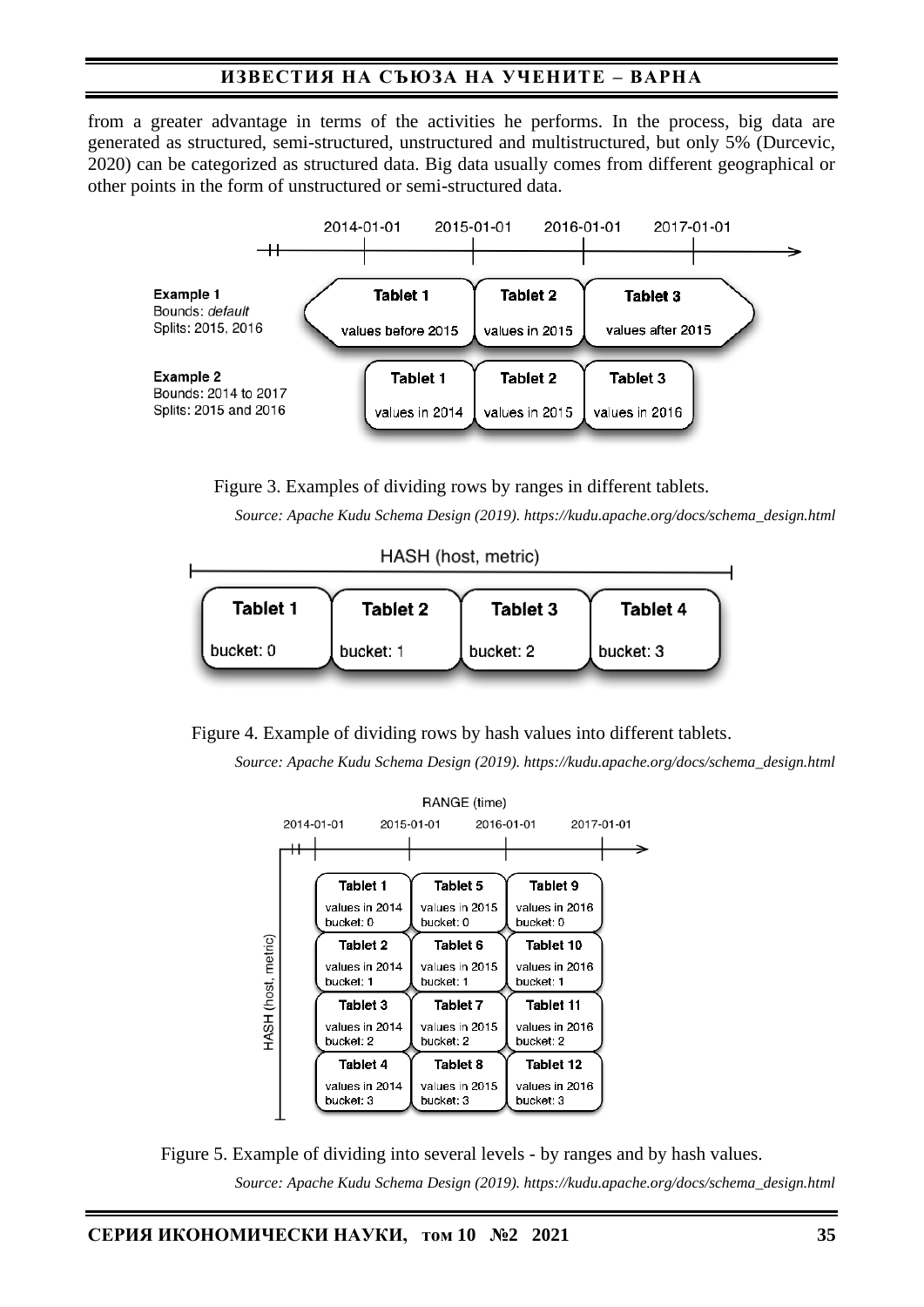from a greater advantage in terms of the activities he performs. In the process, big data are generated as structured, semi-structured, unstructured and multistructured, but only 5% (Durcevic, 2020) can be categorized as structured data. Big data usually comes from different geographical or other points in the form of unstructured or semi-structured data.

Figure 3. Examples of dividing rows by ranges in different tablets.

*Source: Apache Kudu Schema Design (2019). https://kudu.apache.org/docs/schema_design.html*

Figure 4. Example of dividing rows by hash values into different tablets.

*Source: Apache Kudu Schema Design (2019). https://kudu.apache.org/docs/schema_design.html*

Figure 5. Example of dividing into several levels - by ranges and by hash values.

*Source: Apache Kudu Schema Design (2019). https://kudu.apache.org/docs/schema_design.html*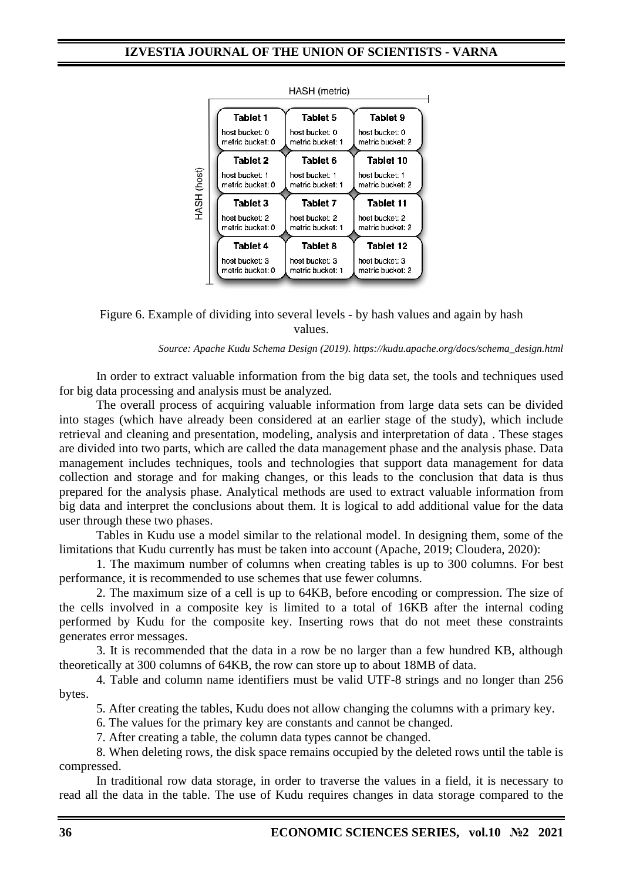HASH (metric)

HASH (host)

| Tablet 1<br>host bucket: 0<br>metric bucket: 0 | Tablet 5<br>host bucket: 0<br>metric bucket: 1 | Tablet 9<br>host bucket: 0<br>metric bucket: 2 |
|---|---|---|
| Tablet 2<br>host bucket: 1<br>metric bucket: 0 | Tablet 6<br>host bucket: 1<br>metric bucket: 1 | Tablet 10<br>host bucket: 1<br>metric bucket: 2 |
| Tablet 3<br>host bucket: 2<br>metric bucket: 0 | Tablet 7<br>host bucket: 2<br>metric bucket: 1 | Tablet 11<br>host bucket: 2<br>metric bucket: 2 |
| Tablet 4<br>host bucket: 3<br>metric bucket: 0 | Tablet 8<br>host bucket: 3<br>metric bucket: 1 | Tablet 12<br>host bucket: 3<br>metric bucket: 2 |

Figure 6. Example of dividing into several levels - by hash values and again by hash values.

*Source: Apache Kudu Schema Design (2019). https://kudu.apache.org/docs/schema_design.html*

In order to extract valuable information from the big data set, the tools and techniques used for big data processing and analysis must be analyzed.

The overall process of acquiring valuable information from large data sets can be divided into stages (which have already been considered at an earlier stage of the study), which include retrieval and cleaning and presentation, modeling, analysis and interpretation of data . These stages are divided into two parts, which are called the data management phase and the analysis phase. Data management includes techniques, tools and technologies that support data management for data collection and storage and for making changes, or this leads to the conclusion that data is thus prepared for the analysis phase. Analytical methods are used to extract valuable information from big data and interpret the conclusions about them. It is logical to add additional value for the data user through these two phases.

Tables in Kudu use a model similar to the relational model. In designing them, some of the limitations that Kudu currently has must be taken into account (Apache, 2019; Cloudera, 2020):

1. The maximum number of columns when creating tables is up to 300 columns. For best performance, it is recommended to use schemes that use fewer columns.

2. The maximum size of a cell is up to 64KB, before encoding or compression. The size of the cells involved in a composite key is limited to a total of 16KB after the internal coding performed by Kudu for the composite key. Inserting rows that do not meet these constraints generates error messages.

3. It is recommended that the data in a row be no larger than a few hundred KB, although theoretically at 300 columns of 64KB, the row can store up to about 18MB of data.

4. Table and column name identifiers must be valid UTF-8 strings and no longer than 256 bytes.

5. After creating the tables, Kudu does not allow changing the columns with a primary key.

6. The values for the primary key are constants and cannot be changed.

7. After creating a table, the column data types cannot be changed.

8. When deleting rows, the disk space remains occupied by the deleted rows until the table is compressed.

In traditional row data storage, in order to traverse the values in a field, it is necessary to read all the data in the table. The use of Kudu requires changes in data storage compared to the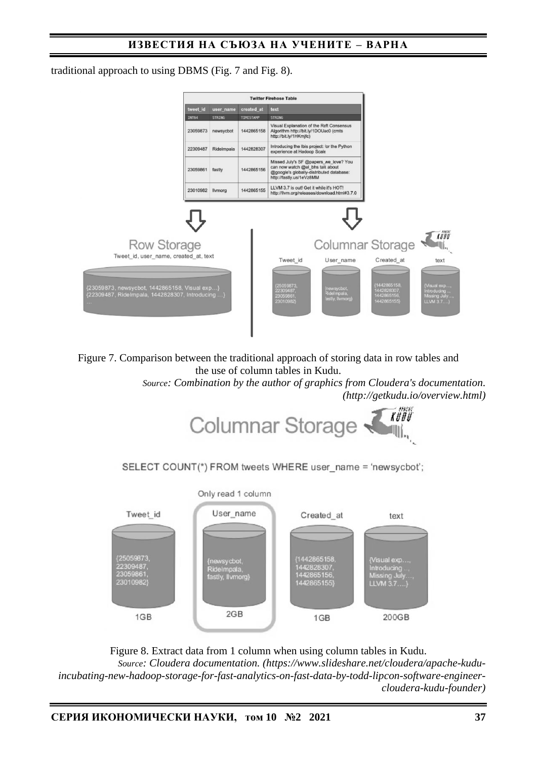traditional approach to using DBMS (Fig. 7 and Fig. 8).

Figure 7. Comparison between the traditional approach of storing data in row tables and the use of column tables in Kudu.

*Source: Combination by the author of graphics from Cloudera's documentation. (http://getkudu.io/overview.html)*

Figure 8. Extract data from 1 column when using column tables in Kudu.

*Source: Cloudera documentation. (https://www.slideshare.net/cloudera/apache-kudu-incubating-new-hadoop-storage-for-fast-analytics-on-fast-data-by-todd-lipcon-software-engineer-cloudera-kudu-founder)*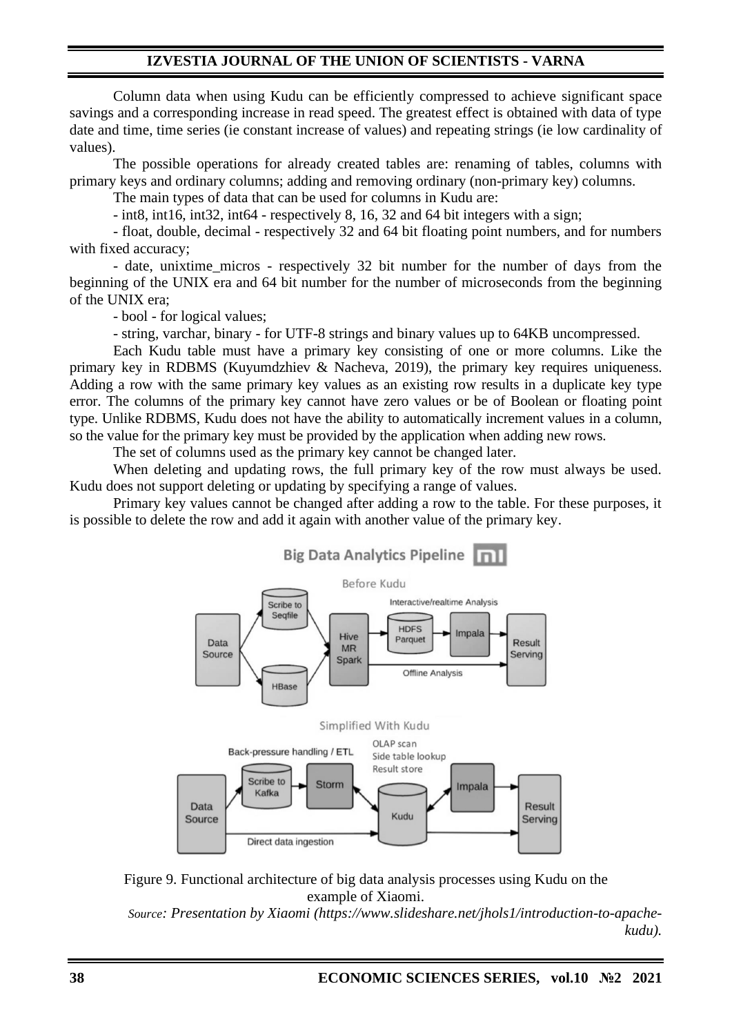Column data when using Kudu can be efficiently compressed to achieve significant space savings and a corresponding increase in read speed. The greatest effect is obtained with data of type date and time, time series (ie constant increase of values) and repeating strings (ie low cardinality of values).

The possible operations for already created tables are: renaming of tables, columns with primary keys and ordinary columns; adding and removing ordinary (non-primary key) columns.

The main types of data that can be used for columns in Kudu are:

- int8, int16, int32, int64 - respectively 8, 16, 32 and 64 bit integers with a sign;
- float, double, decimal - respectively 32 and 64 bit floating point numbers, and for numbers with fixed accuracy;
- date, unixtime_micros - respectively 32 bit number for the number of days from the beginning of the UNIX era and 64 bit number for the number of microseconds from the beginning of the UNIX era;
- bool - for logical values;
- string, varchar, binary - for UTF-8 strings and binary values up to 64KB uncompressed.

Each Kudu table must have a primary key consisting of one or more columns. Like the primary key in RDBMS (Kuyumdzhiev & Nacheva, 2019), the primary key requires uniqueness. Adding a row with the same primary key values as an existing row results in a duplicate key type error. The columns of the primary key cannot have zero values or be of Boolean or floating point type. Unlike RDBMS, Kudu does not have the ability to automatically increment values in a column, so the value for the primary key must be provided by the application when adding new rows.

The set of columns used as the primary key cannot be changed later.

When deleting and updating rows, the full primary key of the row must always be used. Kudu does not support deleting or updating by specifying a range of values.

Primary key values cannot be changed after adding a row to the table. For these purposes, it is possible to delete the row and add it again with another value of the primary key.

Figure 9. Functional architecture of big data analysis processes using Kudu on the example of Xiaomi.

*Source: Presentation by Xiaomi (https://www.slideshare.net/jhols1/introduction-to-apache-kudu).*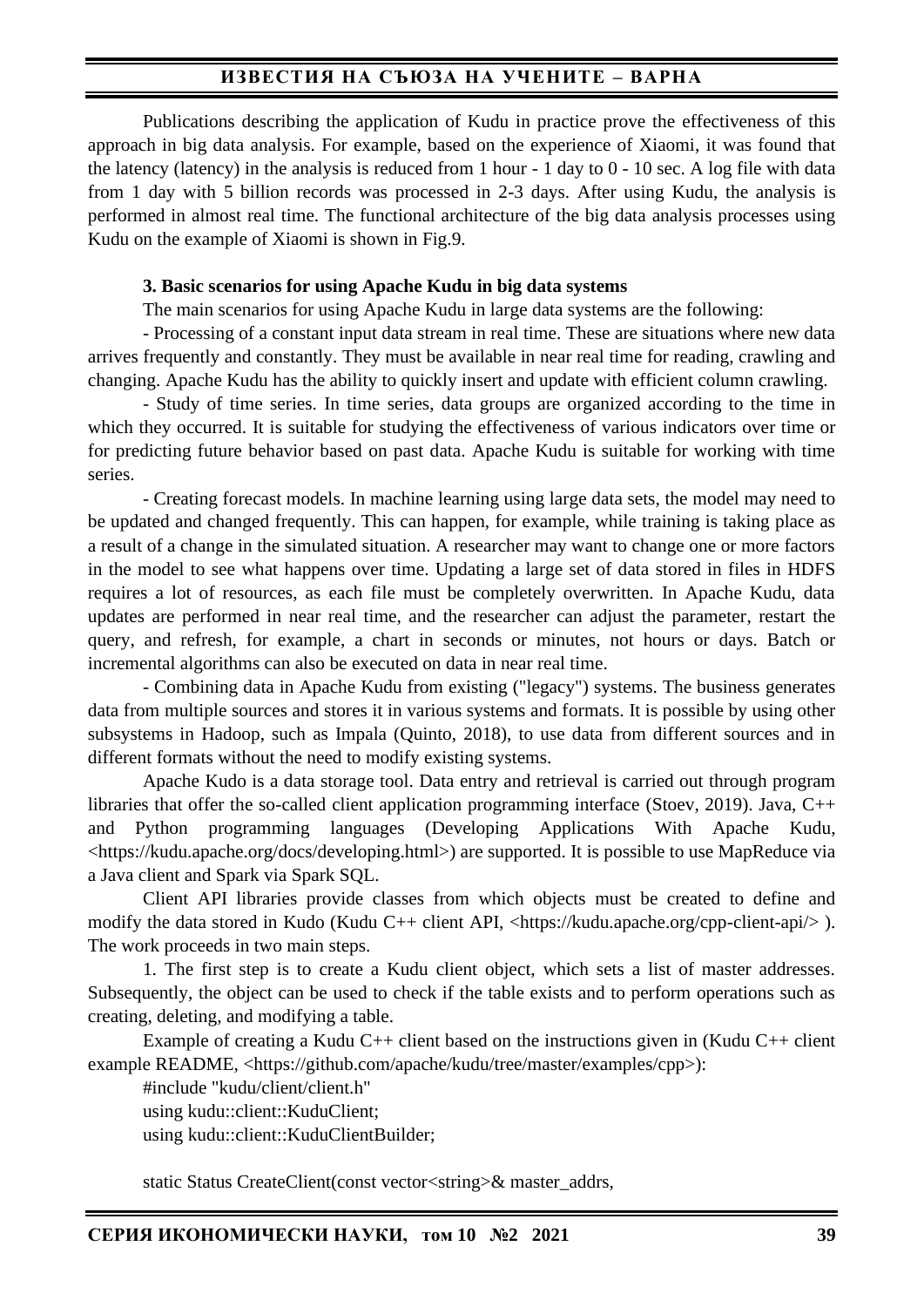Publications describing the application of Kudu in practice prove the effectiveness of this approach in big data analysis. For example, based on the experience of Xiaomi, it was found that the latency (latency) in the analysis is reduced from 1 hour - 1 day to 0 - 10 sec. A log file with data from 1 day with 5 billion records was processed in 2-3 days. After using Kudu, the analysis is performed in almost real time. The functional architecture of the big data analysis processes using Kudu on the example of Xiaomi is shown in Fig.9.

### 3. Basic scenarios for using Apache Kudu in big data systems

The main scenarios for using Apache Kudu in large data systems are the following:

- Processing of a constant input data stream in real time. These are situations where new data arrives frequently and constantly. They must be available in near real time for reading, crawling and changing. Apache Kudu has the ability to quickly insert and update with efficient column crawling.

- Study of time series. In time series, data groups are organized according to the time in which they occurred. It is suitable for studying the effectiveness of various indicators over time or for predicting future behavior based on past data. Apache Kudu is suitable for working with time series.

- Creating forecast models. In machine learning using large data sets, the model may need to be updated and changed frequently. This can happen, for example, while training is taking place as a result of a change in the simulated situation. A researcher may want to change one or more factors in the model to see what happens over time. Updating a large set of data stored in files in HDFS requires a lot of resources, as each file must be completely overwritten. In Apache Kudu, data updates are performed in near real time, and the researcher can adjust the parameter, restart the query, and refresh, for example, a chart in seconds or minutes, not hours or days. Batch or incremental algorithms can also be executed on data in near real time.

- Combining data in Apache Kudu from existing ("legacy") systems. The business generates data from multiple sources and stores it in various systems and formats. It is possible by using other subsystems in Hadoop, such as Impala (Quinto, 2018), to use data from different sources and in different formats without the need to modify existing systems.

Apache Kudo is a data storage tool. Data entry and retrieval is carried out through program libraries that offer the so-called client application programming interface (Stoev, 2019). Java, C++ and Python programming languages (Developing Applications With Apache Kudu, <https://kudu.apache.org/docs/developing.html>) are supported. It is possible to use MapReduce via a Java client and Spark via Spark SQL.

Client API libraries provide classes from which objects must be created to define and modify the data stored in Kudo (Kudu C++ client API, <https://kudu.apache.org/cpp-client-api/> ). The work proceeds in two main steps.

1. The first step is to create a Kudu client object, which sets a list of master addresses. Subsequently, the object can be used to check if the table exists and to perform operations such as creating, deleting, and modifying a table.

Example of creating a Kudu C++ client based on the instructions given in (Kudu C++ client example README, <https://github.com/apache/kudu/tree/master/examples/cpp>):

```
#include "kudu/client/client.h"
using kudu::client::KuduClient;
using kudu::client::KuduClientBuilder;

static Status CreateClient(const vector<string>& master_addrs,
```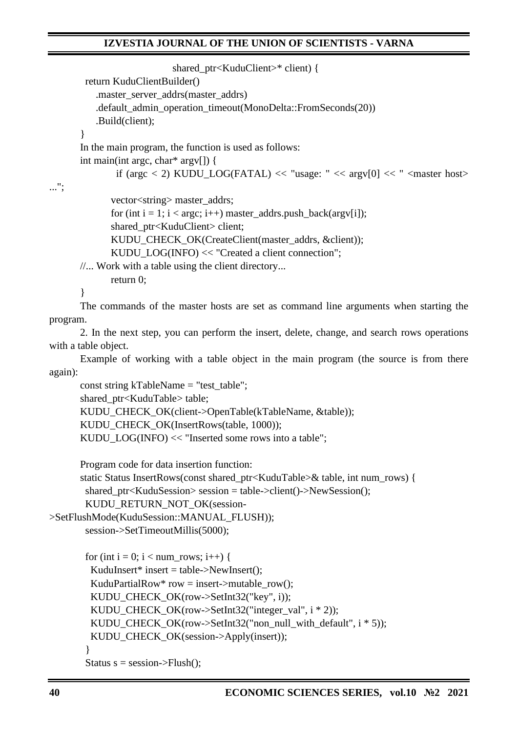```
                  shared_ptr<KuduClient>* client) {
  return KuduClientBuilder()
    .master_server_addrs(master_addrs)
    .default_admin_operation_timeout(MonoDelta::FromSeconds(20))
    .Build(client);
}
```

In the main program, the function is used as follows:

```
int main(int argc, char* argv[]) {
    if (argc < 2) KUDU_LOG(FATAL) << "usage: " << argv[0] << " <master host> ...";
    vector<string> master_addrs;
    for (int i = 1; i < argc; i++) master_addrs.push_back(argv[i]);
    shared_ptr<KuduClient> client;
    KUDU_CHECK_OK(CreateClient(master_addrs, &client));
    KUDU_LOG(INFO) << "Created a client connection";
//... Work with a table using the client directory...
    return 0;
}
```

The commands of the master hosts are set as command line arguments when starting the program.

2. In the next step, you can perform the insert, delete, change, and search rows operations with a table object.

Example of working with a table object in the main program (the source is from there again):

```
const string kTableName = "test_table";
shared_ptr<KuduTable> table;
KUDU_CHECK_OK(client->OpenTable(kTableName, &table));
KUDU_CHECK_OK(InsertRows(table, 1000));
KUDU_LOG(INFO) << "Inserted some rows into a table";
```

Program code for data insertion function:

```
static Status InsertRows(const shared_ptr<KuduTable>& table, int num_rows) {
  shared_ptr<KuduSession> session = table->client()->NewSession();
  KUDU_RETURN_NOT_OK(session->SetFlushMode(KuduSession::MANUAL_FLUSH));
  session->SetTimeoutMillis(5000);

  for (int i = 0; i < num_rows; i++) {
    KuduInsert* insert = table->NewInsert();
    KuduPartialRow* row = insert->mutable_row();
    KUDU_CHECK_OK(row->SetInt32("key", i));
    KUDU_CHECK_OK(row->SetInt32("integer_val", i * 2));
    KUDU_CHECK_OK(row->SetInt32("non_null_with_default", i * 5));
    KUDU_CHECK_OK(session->Apply(insert));
  }
  Status s = session->Flush();
```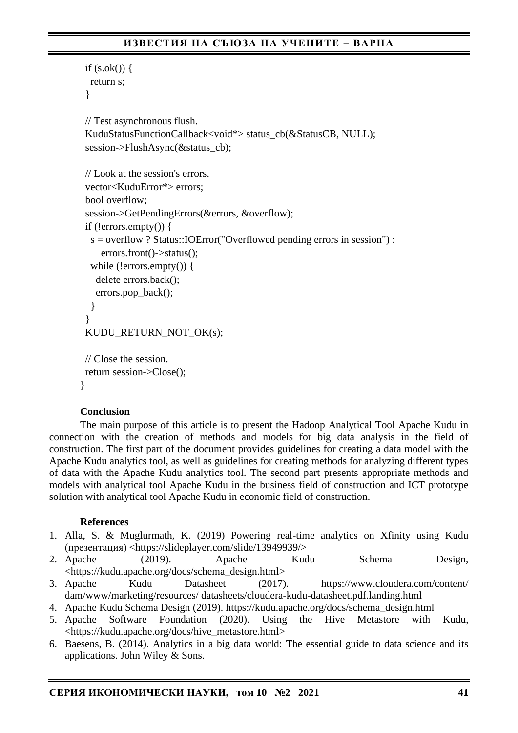```
  if (s.ok()) {
    return s;
  }

  // Test asynchronous flush.
  KuduStatusFunctionCallback<void*> status_cb(&StatusCB, NULL);
  session->FlushAsync(&status_cb);

  // Look at the session's errors.
  vector<KuduError*> errors;
  bool overflow;
  session->GetPendingErrors(&errors, &overflow);
  if (!errors.empty()) {
    s = overflow ? Status::IOError("Overflowed pending errors in session") :
        errors.front()->status();
    while (!errors.empty()) {
      delete errors.back();
      errors.pop_back();
    }
  }
  KUDU_RETURN_NOT_OK(s);

  // Close the session.
  return session->Close();
}
```

**Conclusion**

The main purpose of this article is to present the Hadoop Analytical Tool Apache Kudu in connection with the creation of methods and models for big data analysis in the field of construction. The first part of the document provides guidelines for creating a data model with the Apache Kudu analytics tool, as well as guidelines for creating methods for analyzing different types of data with the Apache Kudu analytics tool. The second part presents appropriate methods and models with analytical tool Apache Kudu in the business field of construction and ICT prototype solution with analytical tool Apache Kudu in economic field of construction.

**References**

1. Alla, S. & Muglurmath, K. (2019) Powering real-time analytics on Xfinity using Kudu (презентация) <https://slideplayer.com/slide/13949939/>
2. Apache (2019). Apache Kudu Schema Design, <https://kudu.apache.org/docs/schema_design.html>
3. Apache Kudu Datasheet (2017). https://www.cloudera.com/content/dam/www/marketing/resources/ datasheets/cloudera-kudu-datasheet.pdf.landing.html
4. Apache Kudu Schema Design (2019). https://kudu.apache.org/docs/schema_design.html
5. Apache Software Foundation (2020). Using the Hive Metastore with Kudu, <https://kudu.apache.org/docs/hive_metastore.html>
6. Baesens, B. (2014). Analytics in a big data world: The essential guide to data science and its applications. John Wiley & Sons.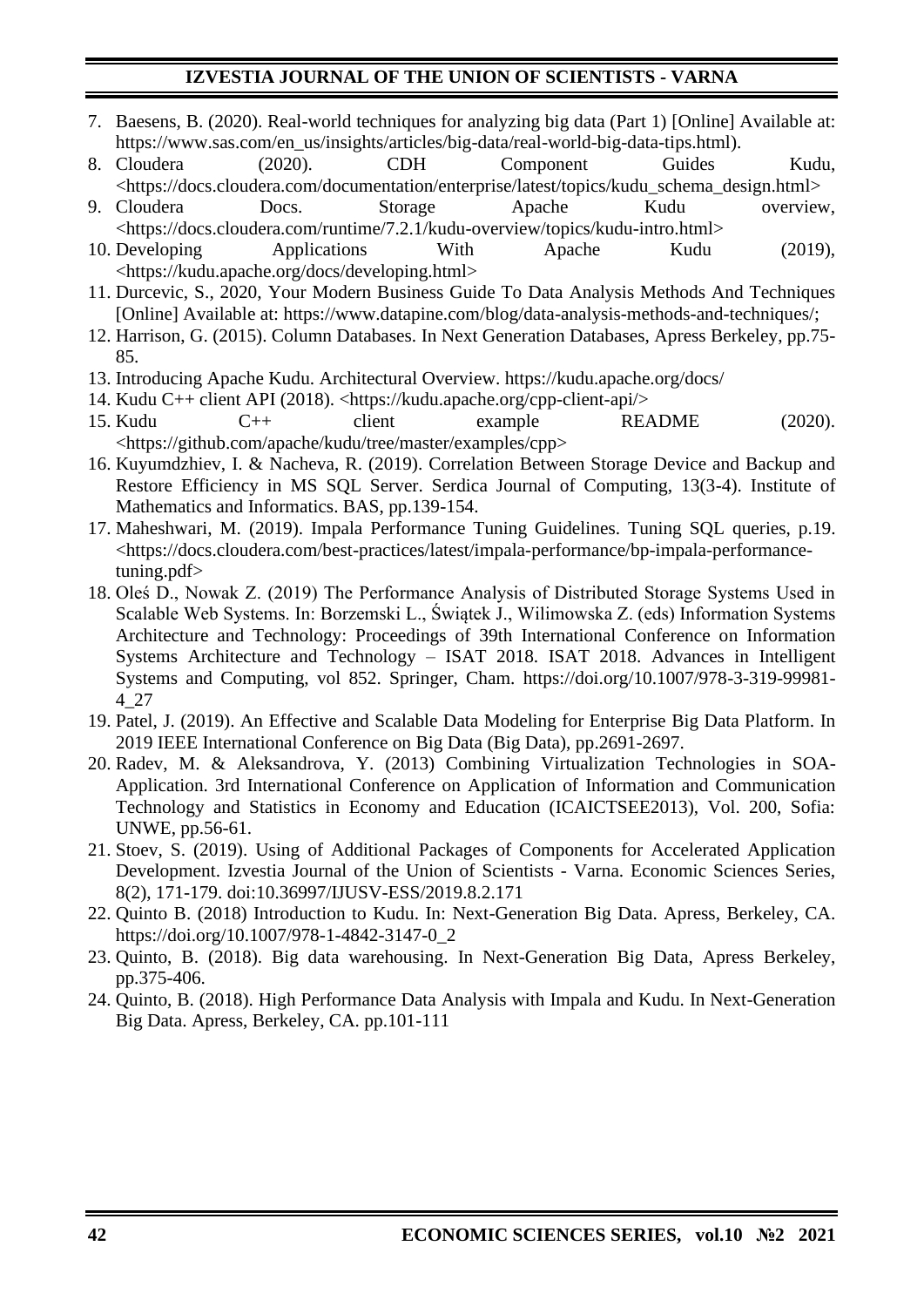7. Baesens, B. (2020). Real-world techniques for analyzing big data (Part 1) [Online] Available at: https://www.sas.com/en_us/insights/articles/big-data/real-world-big-data-tips.html).
8. Cloudera (2020). CDH Component Guides Kudu, <https://docs.cloudera.com/documentation/enterprise/latest/topics/kudu_schema_design.html>
9. Cloudera Docs. Storage Apache Kudu overview, <https://docs.cloudera.com/runtime/7.2.1/kudu-overview/topics/kudu-intro.html>
10. Developing Applications With Apache Kudu (2019), <https://kudu.apache.org/docs/developing.html>
11. Durcevic, S., 2020, Your Modern Business Guide To Data Analysis Methods And Techniques [Online] Available at: https://www.datapine.com/blog/data-analysis-methods-and-techniques/;
12. Harrison, G. (2015). Column Databases. In Next Generation Databases, Apress Berkeley, pp.75-85.
13. Introducing Apache Kudu. Architectural Overview. https://kudu.apache.org/docs/
14. Kudu C++ client API (2018). <https://kudu.apache.org/cpp-client-api/>
15. Kudu C++ client example README (2020). <https://github.com/apache/kudu/tree/master/examples/cpp>
16. Kuyumdzhiev, I. & Nacheva, R. (2019). Correlation Between Storage Device and Backup and Restore Efficiency in MS SQL Server. Serdica Journal of Computing, 13(3-4). Institute of Mathematics and Informatics. BAS, pp.139-154.
17. Maheshwari, M. (2019). Impala Performance Tuning Guidelines. Tuning SQL queries, p.19. <https://docs.cloudera.com/best-practices/latest/impala-performance/bp-impala-performance-tuning.pdf>
18. Oleś D., Nowak Z. (2019) The Performance Analysis of Distributed Storage Systems Used in Scalable Web Systems. In: Borzemski L., Świątek J., Wilimowska Z. (eds) Information Systems Architecture and Technology: Proceedings of 39th International Conference on Information Systems Architecture and Technology – ISAT 2018. ISAT 2018. Advances in Intelligent Systems and Computing, vol 852. Springer, Cham. https://doi.org/10.1007/978-3-319-99981-4_27
19. Patel, J. (2019). An Effective and Scalable Data Modeling for Enterprise Big Data Platform. In 2019 IEEE International Conference on Big Data (Big Data), pp.2691-2697.
20. Radev, M. & Aleksandrova, Y. (2013) Combining Virtualization Technologies in SOA-Application. 3rd International Conference on Application of Information and Communication Technology and Statistics in Economy and Education (ICAICTSEE2013), Vol. 200, Sofia: UNWE, pp.56-61.
21. Stoev, S. (2019). Using of Additional Packages of Components for Accelerated Application Development. Izvestia Journal of the Union of Scientists - Varna. Economic Sciences Series, 8(2), 171-179. doi:10.36997/IJUSV-ESS/2019.8.2.171
22. Quinto B. (2018) Introduction to Kudu. In: Next-Generation Big Data. Apress, Berkeley, CA. https://doi.org/10.1007/978-1-4842-3147-0_2
23. Quinto, B. (2018). Big data warehousing. In Next-Generation Big Data, Apress Berkeley, pp.375-406.
24. Quinto, B. (2018). High Performance Data Analysis with Impala and Kudu. In Next-Generation Big Data. Apress, Berkeley, CA. pp.101-111